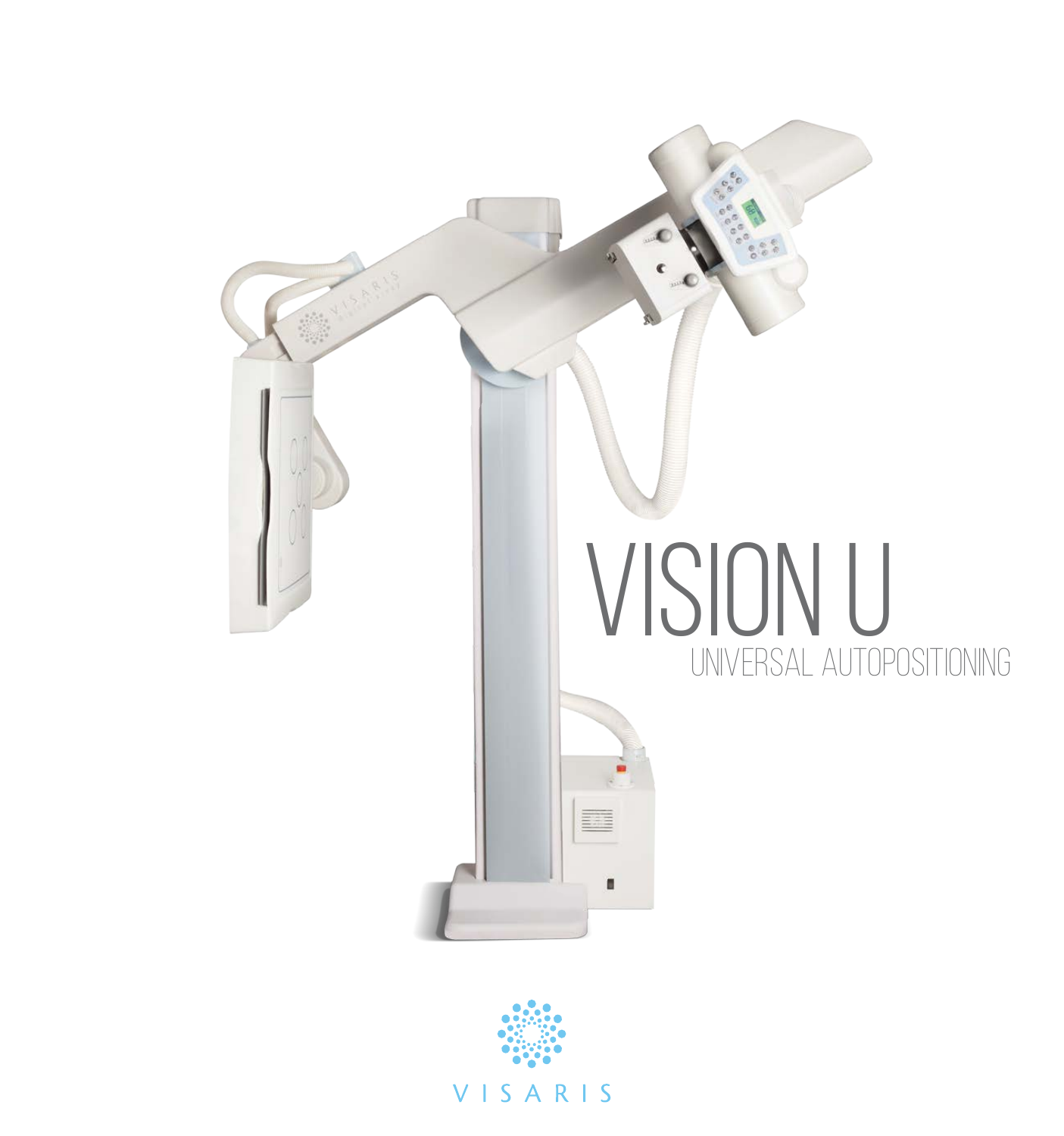# VISION U

## UNIVERSAL AUTOPOSITIONING

VISARIS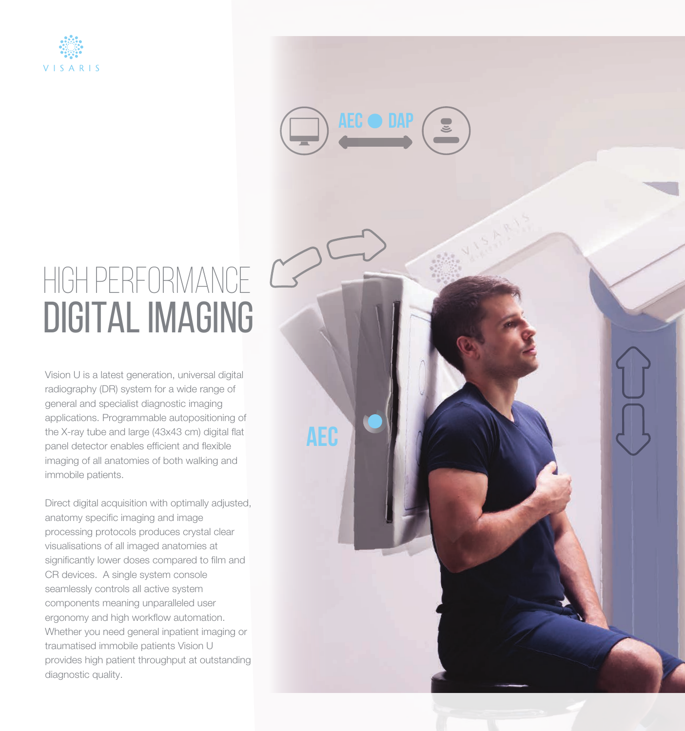# HIGH PERFORMANCE DIGITAL IMAGING

Vision U is a latest generation, universal digital radiography (DR) system for a wide range of general and specialist diagnostic imaging applications. Programmable autopositioning of the X-ray tube and large (43x43 cm) digital flat panel detector enables efficient and flexible imaging of all anatomies of both walking and immobile patients.

Direct digital acquisition with optimally adjusted, anatomy specific imaging and image processing protocols produces crystal clear visualisations of all imaged anatomies at significantly lower doses compared to film and CR devices. A single system console seamlessly controls all active system components meaning unparalleled user ergonomy and high workflow automation. Whether you need general inpatient imaging or traumatised immobile patients Vision U provides high patient throughput at outstanding diagnostic quality.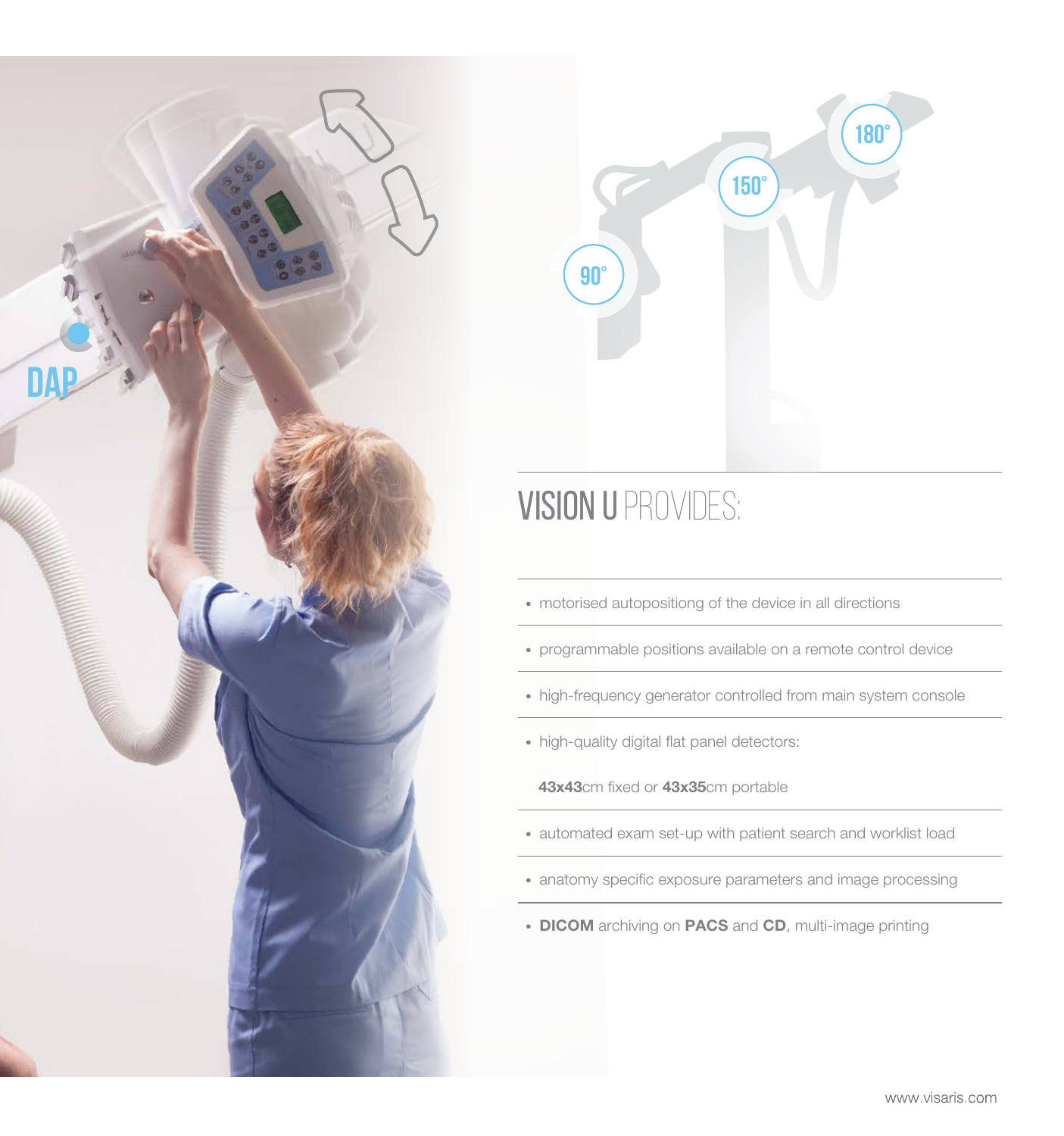DAP

90° 150° 180°

## VISION U PROVIDES:

- motorised autopositiong of the device in all directions
- programmable positions available on a remote control device
- high-frequency generator controlled from main system console
- high-quality digital flat panel detectors:

  **43x43**cm fixed or **43x35**cm portable
- automated exam set-up with patient search and worklist load
- anatomy specific exposure parameters and image processing
- **DICOM** archiving on **PACS** and **CD**, multi-image printing

www.visaris.com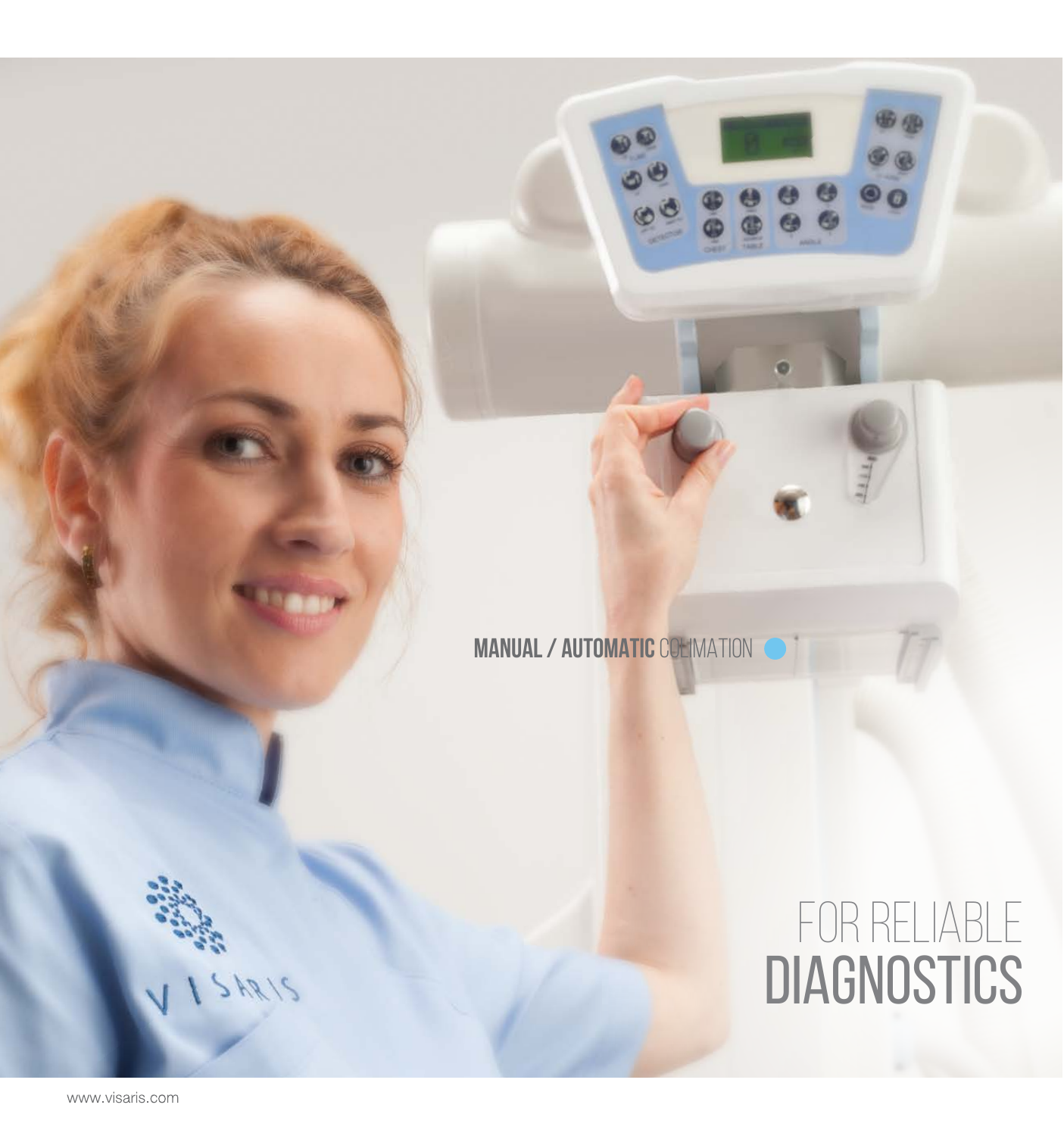**MANUAL / AUTOMATIC** COLLIMATION

FOR RELIABLE
# DIAGNOSTICS

www.visaris.com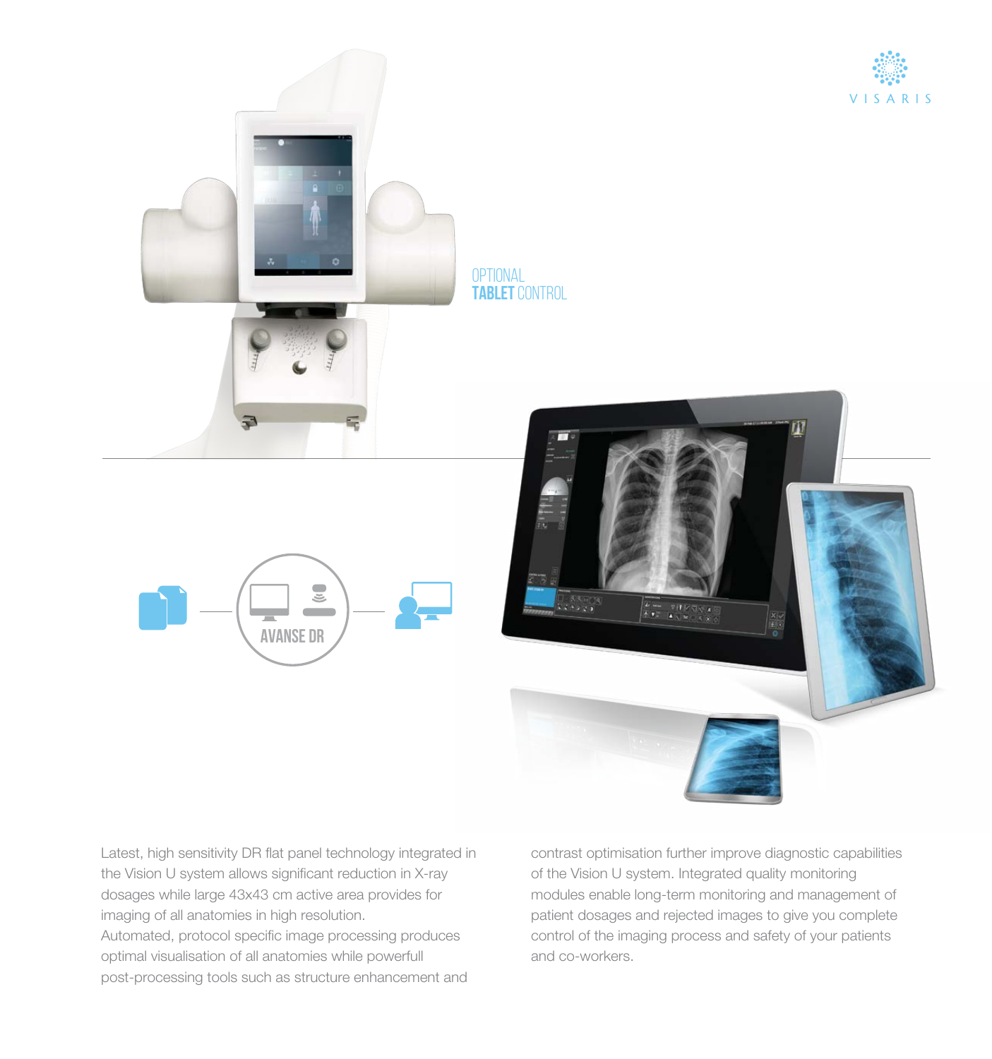OPTIONAL
**TABLET** CONTROL

AVANSE DR

Latest, high sensitivity DR flat panel technology integrated in the Vision U system allows significant reduction in X-ray dosages while large 43x43 cm active area provides for imaging of all anatomies in high resolution.
Automated, protocol specific image processing produces optimal visualisation of all anatomies while powerfull post-processing tools such as structure enhancement and contrast optimisation further improve diagnostic capabilities of the Vision U system. Integrated quality monitoring modules enable long-term monitoring and management of patient dosages and rejected images to give you complete control of the imaging process and safety of your patients and co-workers.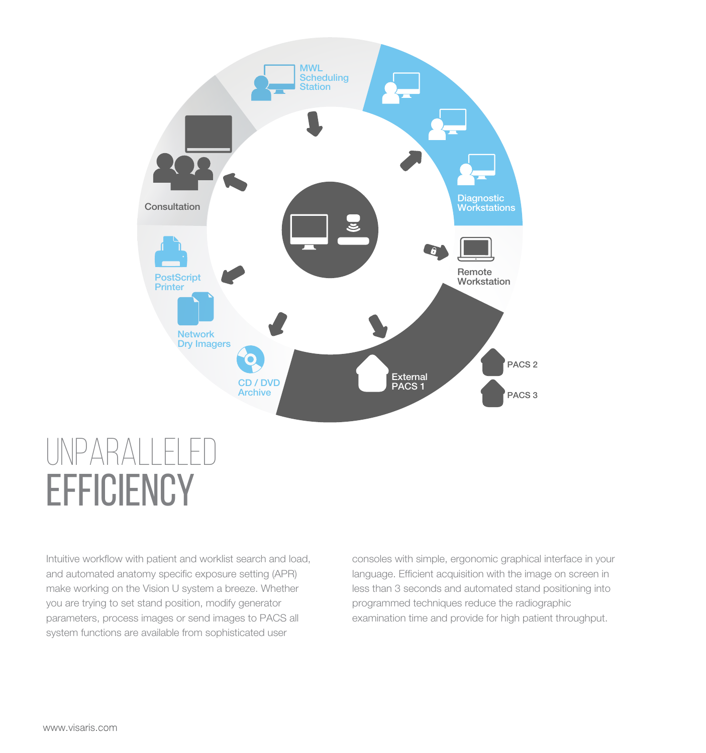MWL Scheduling Station

Diagnostic Workstations

Remote Workstation

External PACS 1

PACS 2

PACS 3

CD / DVD Archive

Network Dry Imagers

PostScript Printer

Consultation

# UNPARALLELED EFFICIENCY

Intuitive workflow with patient and worklist search and load, and automated anatomy specific exposure setting (APR) make working on the Vision U system a breeze. Whether you are trying to set stand position, modify generator parameters, process images or send images to PACS all system functions are available from sophisticated user consoles with simple, ergonomic graphical interface in your language. Efficient acquisition with the image on screen in less than 3 seconds and automated stand positioning into programmed techniques reduce the radiographic examination time and provide for high patient throughput.

www.visaris.com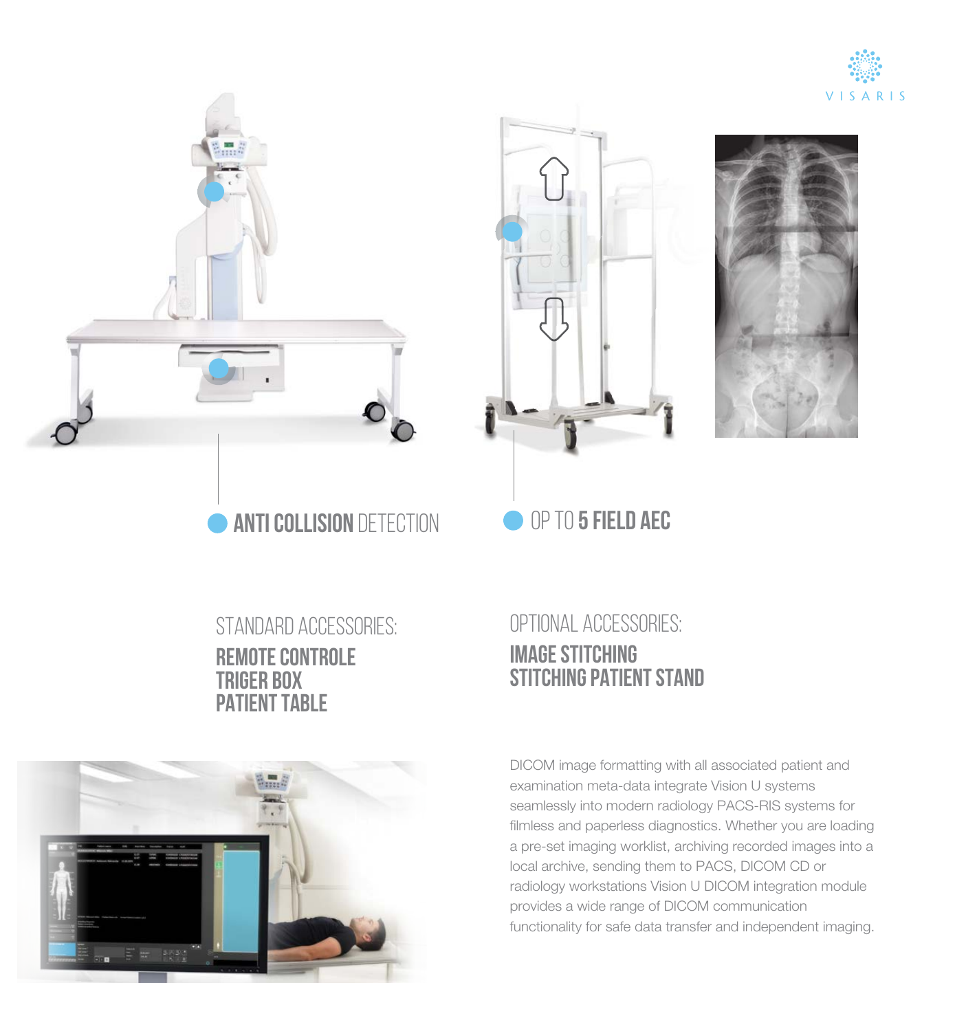**ANTI COLLISION** DETECTION

OP TO **5 FIELD AEC**

STANDARD ACCESSORIES:

**REMOTE CONTROLE**
**TRIGER BOX**
**PATIENT TABLE**

OPTIONAL ACCESSORIES:

**IMAGE STITCHING**
**STITCHING PATIENT STAND**

DICOM image formatting with all associated patient and examination meta-data integrate Vision U systems seamlessly into modern radiology PACS-RIS systems for filmless and paperless diagnostics. Whether you are loading a pre-set imaging worklist, archiving recorded images into a local archive, sending them to PACS, DICOM CD or radiology workstations Vision U DICOM integration module provides a wide range of DICOM communication functionality for safe data transfer and independent imaging.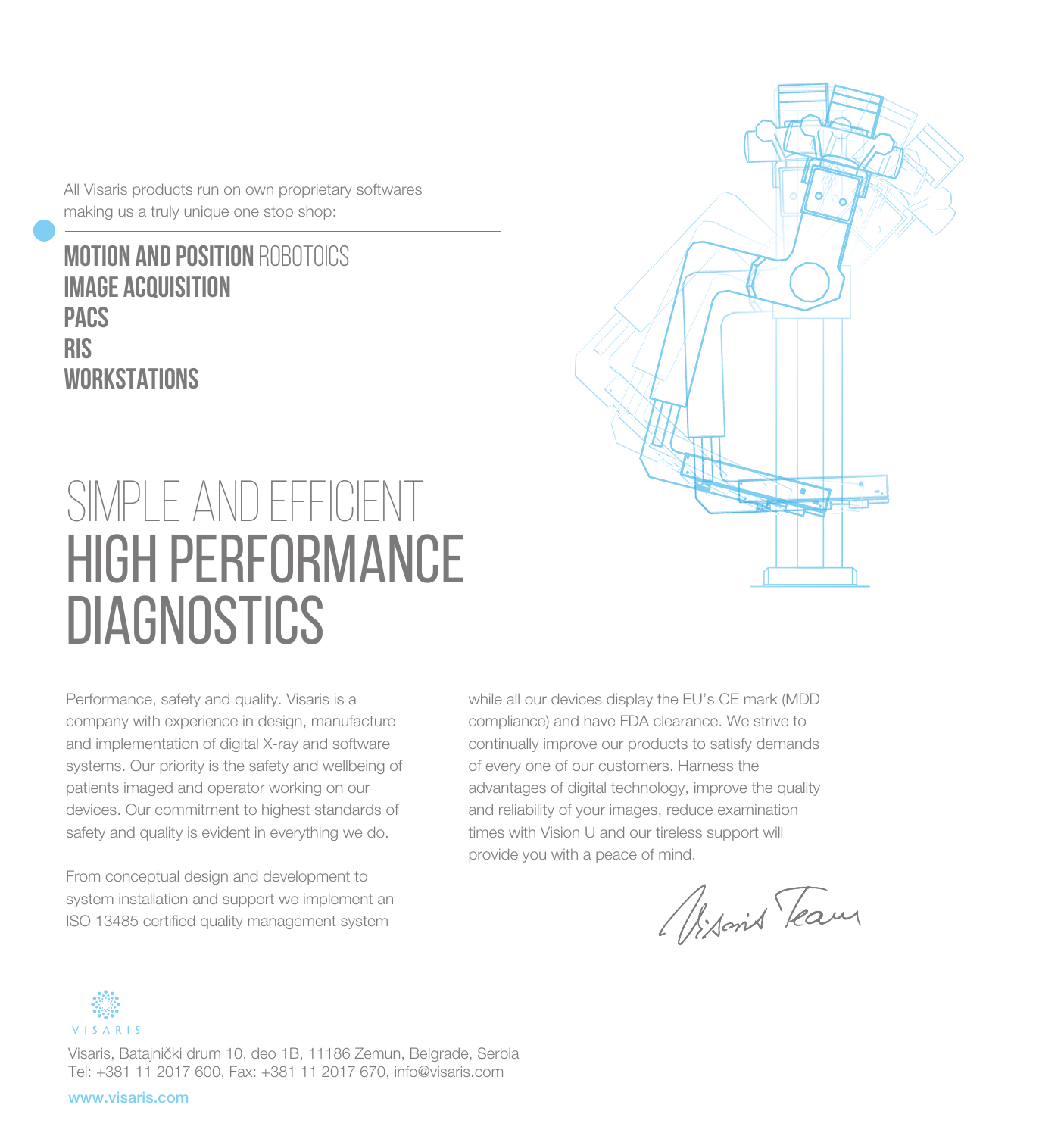All Visaris products run on own proprietary softwares making us a truly unique one stop shop:

**MOTION AND POSITION** ROBOTOICS
**IMAGE ACQUISITION**
**PACS**
**RIS**
**WORKSTATIONS**

# SIMPLE AND EFFICIENT HIGH PERFORMANCE DIAGNOSTICS

Performance, safety and quality. Visaris is a company with experience in design, manufacture and implementation of digital X-ray and software systems. Our priority is the safety and wellbeing of patients imaged and operator working on our devices. Our commitment to highest standards of safety and quality is evident in everything we do.

From conceptual design and development to system installation and support we implement an ISO 13485 certified quality management system while all our devices display the EU's CE mark (MDD compliance) and have FDA clearance. We strive to continually improve our products to satisfy demands of every one of our customers. Harness the advantages of digital technology, improve the quality and reliability of your images, reduce examination times with Vision U and our tireless support will provide you with a peace of mind.

Visaris Team

VISARIS

Visaris, Batajnički drum 10, deo 1B, 11186 Zemun, Belgrade, Serbia
Tel: +381 11 2017 600, Fax: +381 11 2017 670, info@visaris.com

www.visaris.com